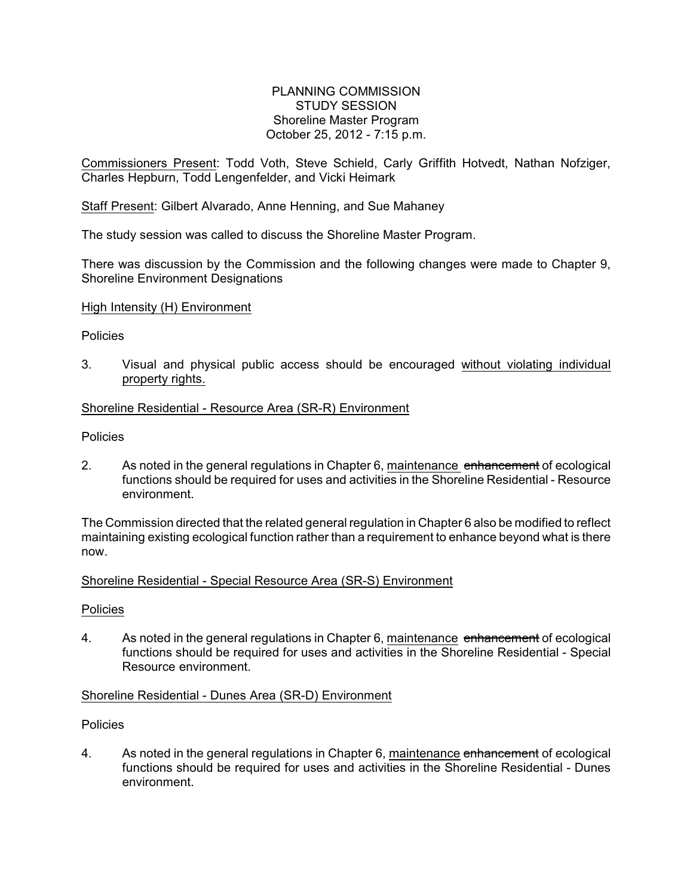PLANNING COMMISSION
STUDY SESSION
Shoreline Master Program
October 25, 2012 - 7:15 p.m.

<u>Commissioners Present</u>: Todd Voth, Steve Schield, Carly Griffith Hotvedt, Nathan Nofziger, Charles Hepburn, Todd Lengenfelder, and Vicki Heimark

<u>Staff Present</u>: Gilbert Alvarado, Anne Henning, and Sue Mahaney

The study session was called to discuss the Shoreline Master Program.

There was discussion by the Commission and the following changes were made to Chapter 9, Shoreline Environment Designations

<u>High Intensity (H) Environment</u>

Policies

3. Visual and physical public access should be encouraged <u>without violating individual property rights.</u>

<u>Shoreline Residential - Resource Area (SR-R) Environment</u>

Policies

2. As noted in the general regulations in Chapter 6, <u>maintenance</u> ~~enhancement~~ of ecological functions should be required for uses and activities in the Shoreline Residential - Resource environment.

The Commission directed that the related general regulation in Chapter 6 also be modified to reflect maintaining existing ecological function rather than a requirement to enhance beyond what is there now.

<u>Shoreline Residential - Special Resource Area (SR-S) Environment</u>

<u>Policies</u>

4. As noted in the general regulations in Chapter 6, <u>maintenance</u> ~~enhancement~~ of ecological functions should be required for uses and activities in the Shoreline Residential - Special Resource environment.

<u>Shoreline Residential - Dunes Area (SR-D) Environment</u>

Policies

4. As noted in the general regulations in Chapter 6, <u>maintenance</u> ~~enhancement~~ of ecological functions should be required for uses and activities in the Shoreline Residential - Dunes environment.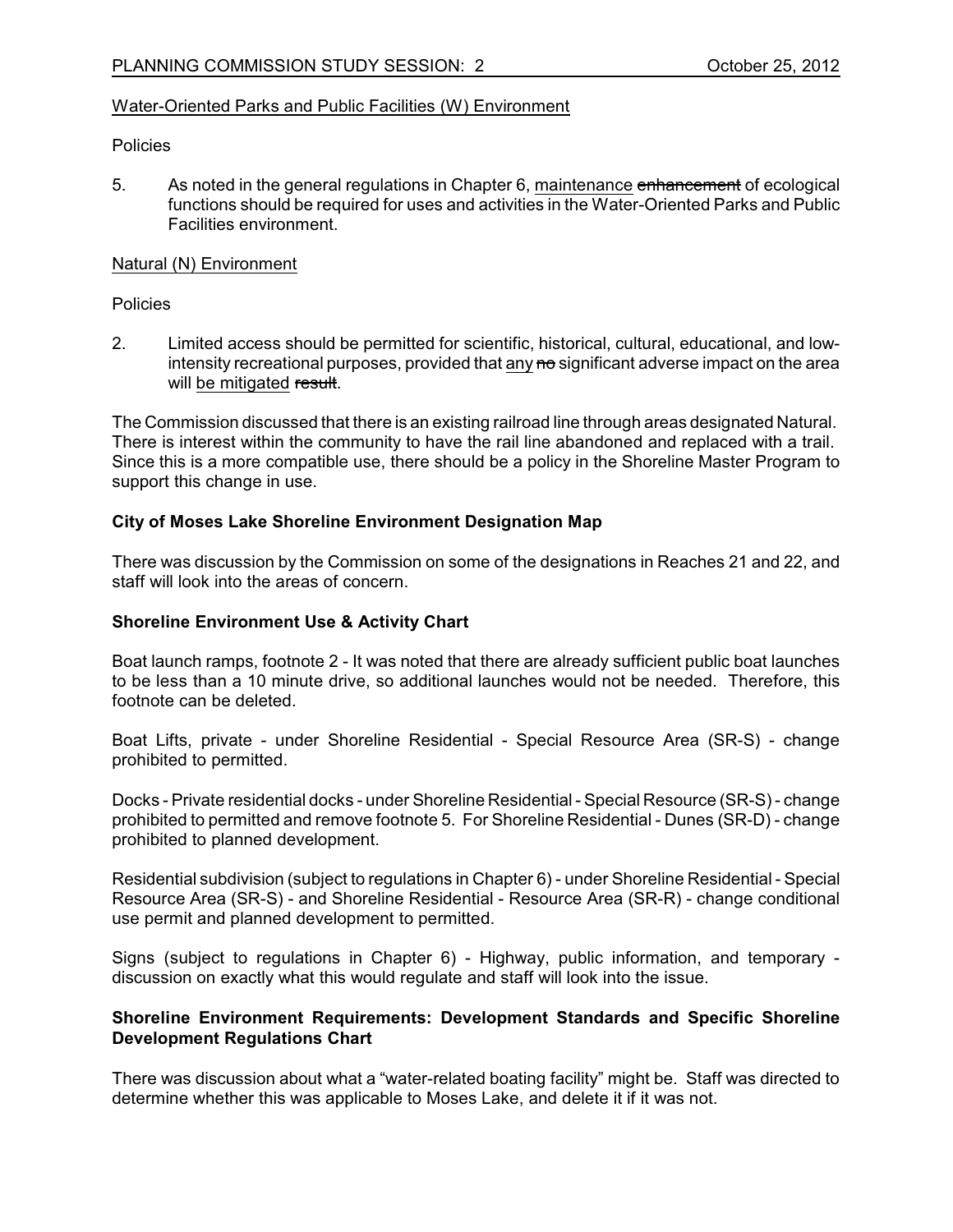Water-Oriented Parks and Public Facilities (W) Environment

Policies

5. As noted in the general regulations in Chapter 6, maintenance ~~enhancement~~ of ecological functions should be required for uses and activities in the Water-Oriented Parks and Public Facilities environment.

Natural (N) Environment

Policies

2. Limited access should be permitted for scientific, historical, cultural, educational, and low-intensity recreational purposes, provided that any ~~no~~ significant adverse impact on the area will be mitigated ~~result~~.

The Commission discussed that there is an existing railroad line through areas designated Natural. There is interest within the community to have the rail line abandoned and replaced with a trail. Since this is a more compatible use, there should be a policy in the Shoreline Master Program to support this change in use.

**City of Moses Lake Shoreline Environment Designation Map**

There was discussion by the Commission on some of the designations in Reaches 21 and 22, and staff will look into the areas of concern.

**Shoreline Environment Use & Activity Chart**

Boat launch ramps, footnote 2 - It was noted that there are already sufficient public boat launches to be less than a 10 minute drive, so additional launches would not be needed. Therefore, this footnote can be deleted.

Boat Lifts, private - under Shoreline Residential - Special Resource Area (SR-S) - change prohibited to permitted.

Docks - Private residential docks - under Shoreline Residential - Special Resource (SR-S) - change prohibited to permitted and remove footnote 5. For Shoreline Residential - Dunes (SR-D) - change prohibited to planned development.

Residential subdivision (subject to regulations in Chapter 6) - under Shoreline Residential - Special Resource Area (SR-S) - and Shoreline Residential - Resource Area (SR-R) - change conditional use permit and planned development to permitted.

Signs (subject to regulations in Chapter 6) - Highway, public information, and temporary - discussion on exactly what this would regulate and staff will look into the issue.

**Shoreline Environment Requirements: Development Standards and Specific Shoreline Development Regulations Chart**

There was discussion about what a "water-related boating facility" might be. Staff was directed to determine whether this was applicable to Moses Lake, and delete it if it was not.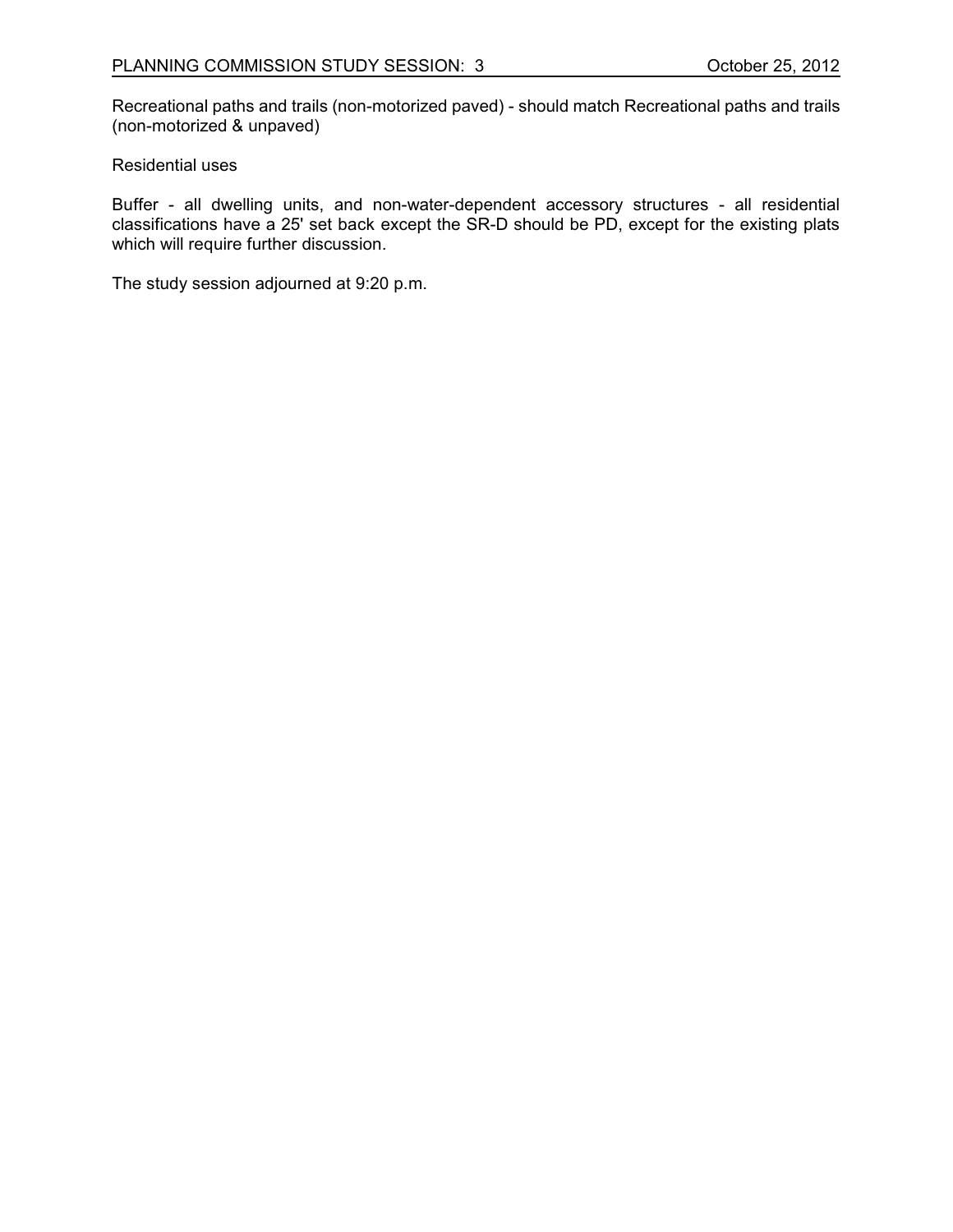Recreational paths and trails (non-motorized paved) - should match Recreational paths and trails (non-motorized & unpaved)

Residential uses

Buffer - all dwelling units, and non-water-dependent accessory structures - all residential classifications have a 25' set back except the SR-D should be PD, except for the existing plats which will require further discussion.

The study session adjourned at 9:20 p.m.